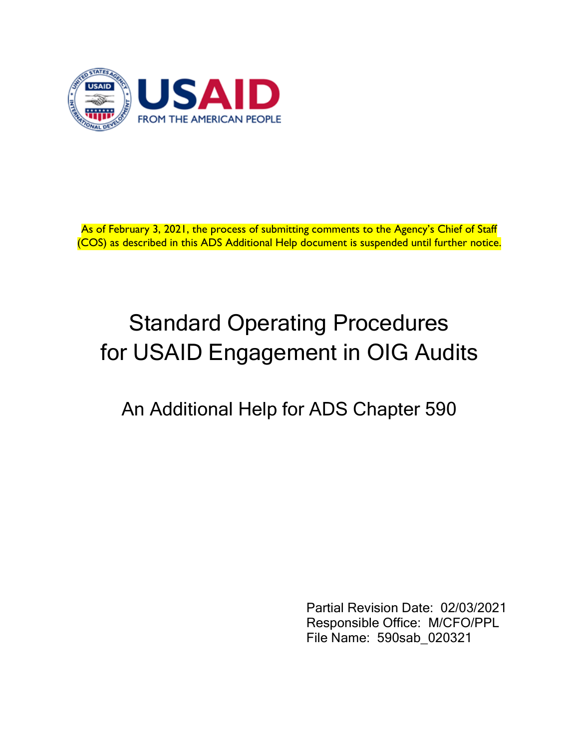As of February 3, 2021, the process of submitting comments to the Agency's Chief of Staff (COS) as described in this ADS Additional Help document is suspended until further notice.

# Standard Operating Procedures for USAID Engagement in OIG Audits

## An Additional Help for ADS Chapter 590

Partial Revision Date: 02/03/2021
Responsible Office: M/CFO/PPL
File Name: 590sab_020321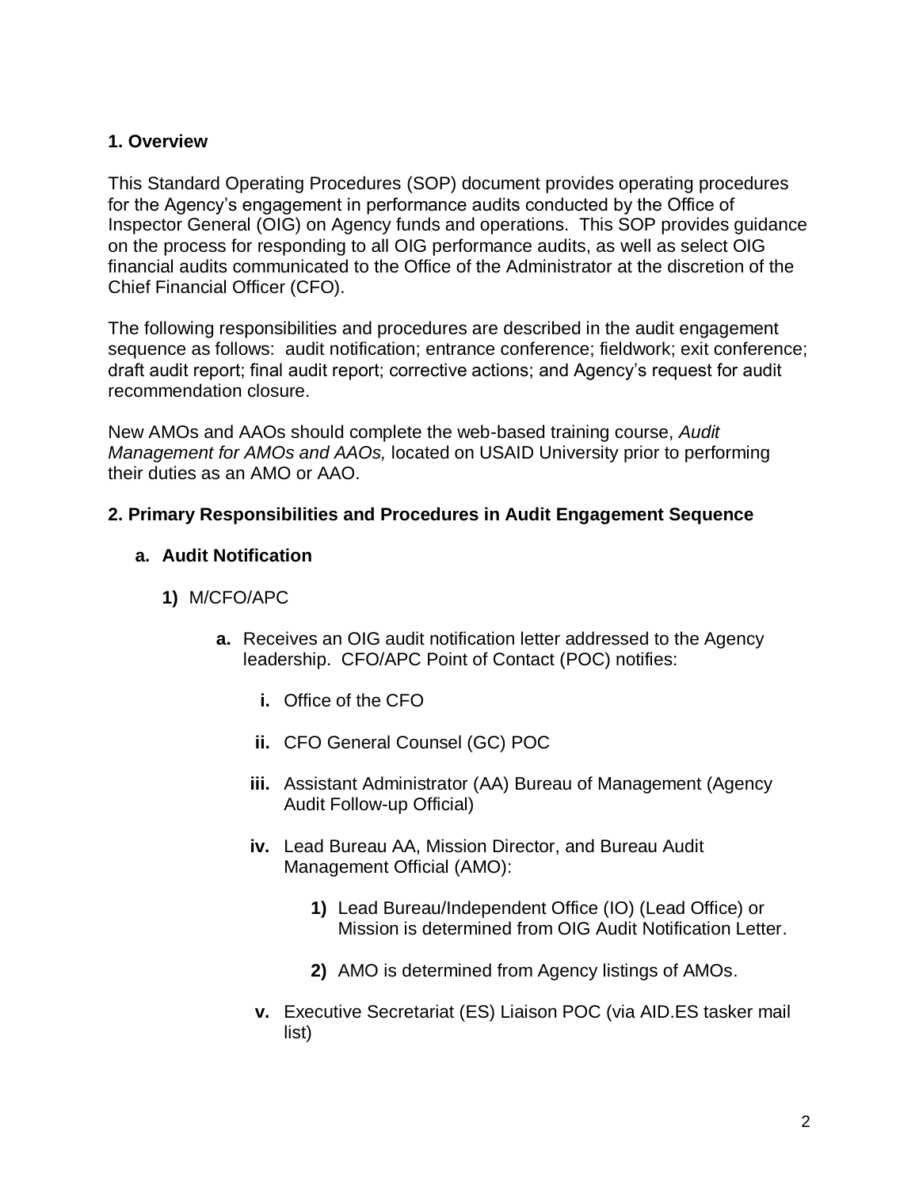## 1. Overview

This Standard Operating Procedures (SOP) document provides operating procedures for the Agency's engagement in performance audits conducted by the Office of Inspector General (OIG) on Agency funds and operations. This SOP provides guidance on the process for responding to all OIG performance audits, as well as select OIG financial audits communicated to the Office of the Administrator at the discretion of the Chief Financial Officer (CFO).

The following responsibilities and procedures are described in the audit engagement sequence as follows: audit notification; entrance conference; fieldwork; exit conference; draft audit report; final audit report; corrective actions; and Agency's request for audit recommendation closure.

New AMOs and AAOs should complete the web-based training course, *Audit Management for AMOs and AAOs,* located on USAID University prior to performing their duties as an AMO or AAO.

## 2. Primary Responsibilities and Procedures in Audit Engagement Sequence

### a. Audit Notification

**1)** M/CFO/APC

- **a.** Receives an OIG audit notification letter addressed to the Agency leadership. CFO/APC Point of Contact (POC) notifies:
  - **i.** Office of the CFO
  - **ii.** CFO General Counsel (GC) POC
  - **iii.** Assistant Administrator (AA) Bureau of Management (Agency Audit Follow-up Official)
  - **iv.** Lead Bureau AA, Mission Director, and Bureau Audit Management Official (AMO):
    - **1)** Lead Bureau/Independent Office (IO) (Lead Office) or Mission is determined from OIG Audit Notification Letter.
    - **2)** AMO is determined from Agency listings of AMOs.
  - **v.** Executive Secretariat (ES) Liaison POC (via AID.ES tasker mail list)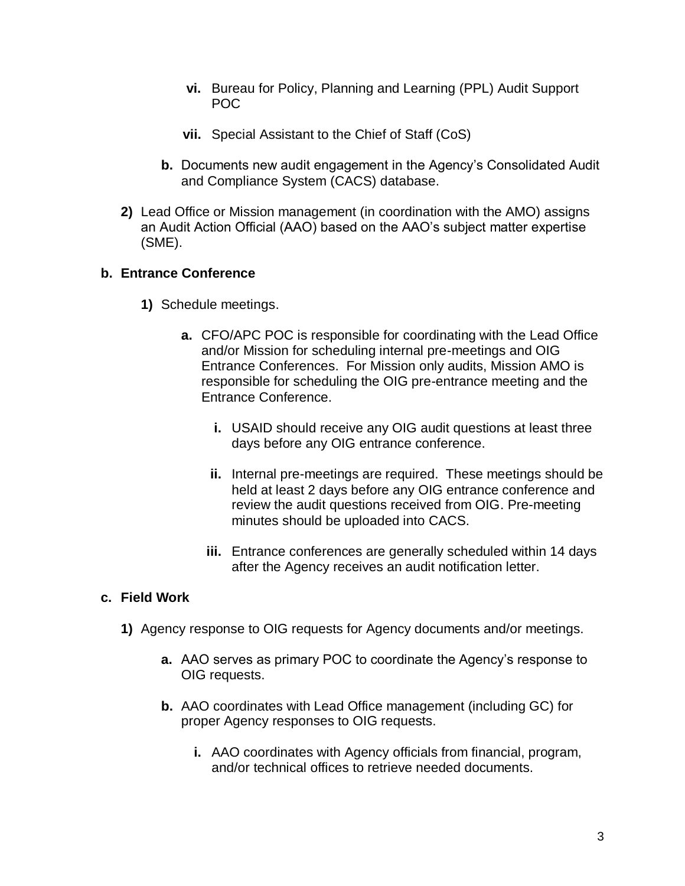vi. Bureau for Policy, Planning and Learning (PPL) Audit Support POC

vii. Special Assistant to the Chief of Staff (CoS)

**b.** Documents new audit engagement in the Agency's Consolidated Audit and Compliance System (CACS) database.

**2)** Lead Office or Mission management (in coordination with the AMO) assigns an Audit Action Official (AAO) based on the AAO's subject matter expertise (SME).

### b. Entrance Conference

**1)** Schedule meetings.

**a.** CFO/APC POC is responsible for coordinating with the Lead Office and/or Mission for scheduling internal pre-meetings and OIG Entrance Conferences. For Mission only audits, Mission AMO is responsible for scheduling the OIG pre-entrance meeting and the Entrance Conference.

**i.** USAID should receive any OIG audit questions at least three days before any OIG entrance conference.

**ii.** Internal pre-meetings are required. These meetings should be held at least 2 days before any OIG entrance conference and review the audit questions received from OIG. Pre-meeting minutes should be uploaded into CACS.

**iii.** Entrance conferences are generally scheduled within 14 days after the Agency receives an audit notification letter.

### c. Field Work

**1)** Agency response to OIG requests for Agency documents and/or meetings.

**a.** AAO serves as primary POC to coordinate the Agency's response to OIG requests.

**b.** AAO coordinates with Lead Office management (including GC) for proper Agency responses to OIG requests.

**i.** AAO coordinates with Agency officials from financial, program, and/or technical offices to retrieve needed documents.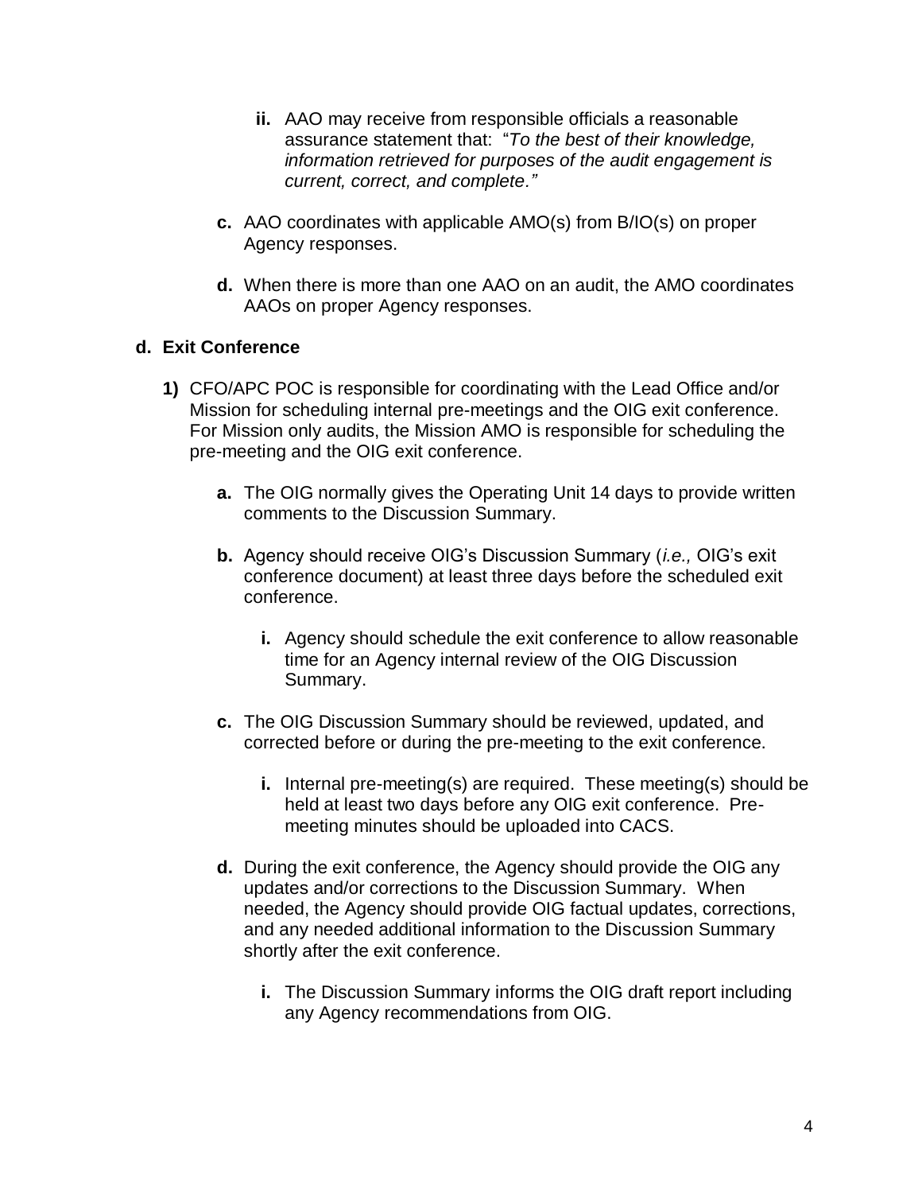- **ii.** AAO may receive from responsible officials a reasonable assurance statement that: "*To the best of their knowledge, information retrieved for purposes of the audit engagement is current, correct, and complete.*"

- **c.** AAO coordinates with applicable AMO(s) from B/IO(s) on proper Agency responses.

- **d.** When there is more than one AAO on an audit, the AMO coordinates AAOs on proper Agency responses.

**d. Exit Conference**

**1)** CFO/APC POC is responsible for coordinating with the Lead Office and/or Mission for scheduling internal pre-meetings and the OIG exit conference. For Mission only audits, the Mission AMO is responsible for scheduling the pre-meeting and the OIG exit conference.

- **a.** The OIG normally gives the Operating Unit 14 days to provide written comments to the Discussion Summary.

- **b.** Agency should receive OIG's Discussion Summary (*i.e.,* OIG's exit conference document) at least three days before the scheduled exit conference.

  - **i.** Agency should schedule the exit conference to allow reasonable time for an Agency internal review of the OIG Discussion Summary.

- **c.** The OIG Discussion Summary should be reviewed, updated, and corrected before or during the pre-meeting to the exit conference.

  - **i.** Internal pre-meeting(s) are required. These meeting(s) should be held at least two days before any OIG exit conference. Pre-meeting minutes should be uploaded into CACS.

- **d.** During the exit conference, the Agency should provide the OIG any updates and/or corrections to the Discussion Summary. When needed, the Agency should provide OIG factual updates, corrections, and any needed additional information to the Discussion Summary shortly after the exit conference.

  - **i.** The Discussion Summary informs the OIG draft report including any Agency recommendations from OIG.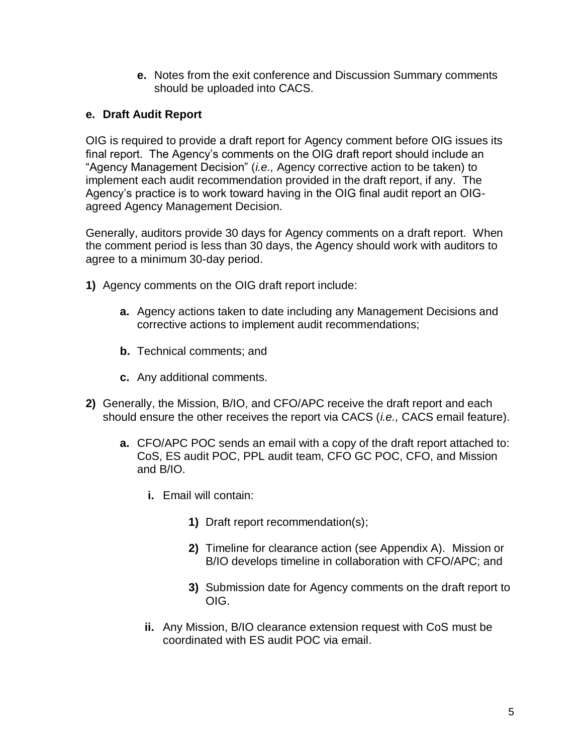**e.** Notes from the exit conference and Discussion Summary comments should be uploaded into CACS.

### e. Draft Audit Report

OIG is required to provide a draft report for Agency comment before OIG issues its final report. The Agency's comments on the OIG draft report should include an "Agency Management Decision" (*i.e.,* Agency corrective action to be taken) to implement each audit recommendation provided in the draft report, if any. The Agency's practice is to work toward having in the OIG final audit report an OIG-agreed Agency Management Decision.

Generally, auditors provide 30 days for Agency comments on a draft report. When the comment period is less than 30 days, the Agency should work with auditors to agree to a minimum 30-day period.

**1)** Agency comments on the OIG draft report include:

- **a.** Agency actions taken to date including any Management Decisions and corrective actions to implement audit recommendations;
- **b.** Technical comments; and
- **c.** Any additional comments.

**2)** Generally, the Mission, B/IO, and CFO/APC receive the draft report and each should ensure the other receives the report via CACS (*i.e.,* CACS email feature).

- **a.** CFO/APC POC sends an email with a copy of the draft report attached to: CoS, ES audit POC, PPL audit team, CFO GC POC, CFO, and Mission and B/IO.
  - **i.** Email will contain:
    - **1)** Draft report recommendation(s);
    - **2)** Timeline for clearance action (see Appendix A). Mission or B/IO develops timeline in collaboration with CFO/APC; and
    - **3)** Submission date for Agency comments on the draft report to OIG.
  - **ii.** Any Mission, B/IO clearance extension request with CoS must be coordinated with ES audit POC via email.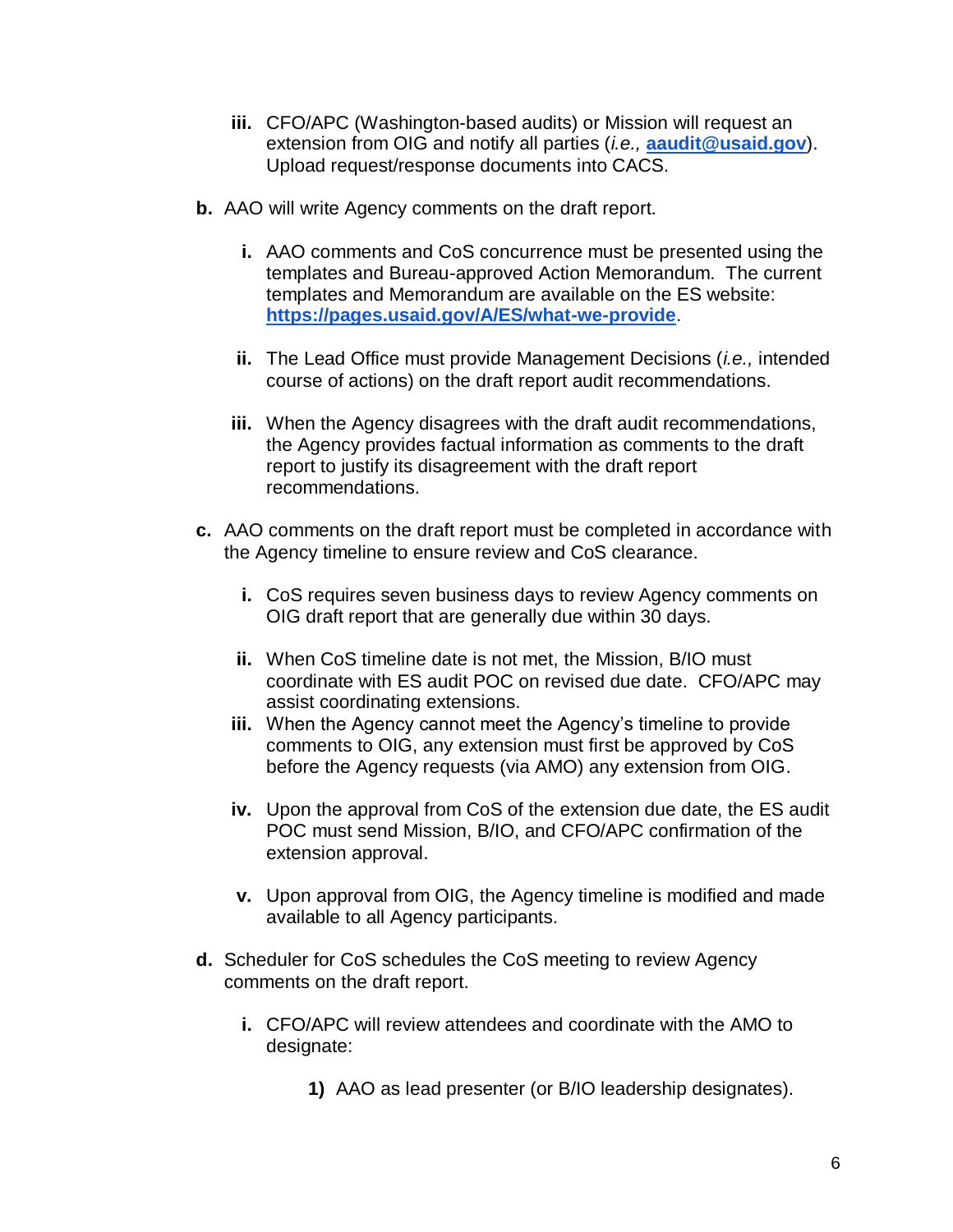iii. CFO/APC (Washington-based audits) or Mission will request an extension from OIG and notify all parties (*i.e.,* **aaudit@usaid.gov**). Upload request/response documents into CACS.

**b.** AAO will write Agency comments on the draft report.

  **i.** AAO comments and CoS concurrence must be presented using the templates and Bureau-approved Action Memorandum. The current templates and Memorandum are available on the ES website: **https://pages.usaid.gov/A/ES/what-we-provide**.

  **ii.** The Lead Office must provide Management Decisions (*i.e.,* intended course of actions) on the draft report audit recommendations.

  **iii.** When the Agency disagrees with the draft audit recommendations, the Agency provides factual information as comments to the draft report to justify its disagreement with the draft report recommendations.

**c.** AAO comments on the draft report must be completed in accordance with the Agency timeline to ensure review and CoS clearance.

  **i.** CoS requires seven business days to review Agency comments on OIG draft report that are generally due within 30 days.

  **ii.** When CoS timeline date is not met, the Mission, B/IO must coordinate with ES audit POC on revised due date. CFO/APC may assist coordinating extensions.

  **iii.** When the Agency cannot meet the Agency's timeline to provide comments to OIG, any extension must first be approved by CoS before the Agency requests (via AMO) any extension from OIG.

  **iv.** Upon the approval from CoS of the extension due date, the ES audit POC must send Mission, B/IO, and CFO/APC confirmation of the extension approval.

  **v.** Upon approval from OIG, the Agency timeline is modified and made available to all Agency participants.

**d.** Scheduler for CoS schedules the CoS meeting to review Agency comments on the draft report.

  **i.** CFO/APC will review attendees and coordinate with the AMO to designate:

    **1)** AAO as lead presenter (or B/IO leadership designates).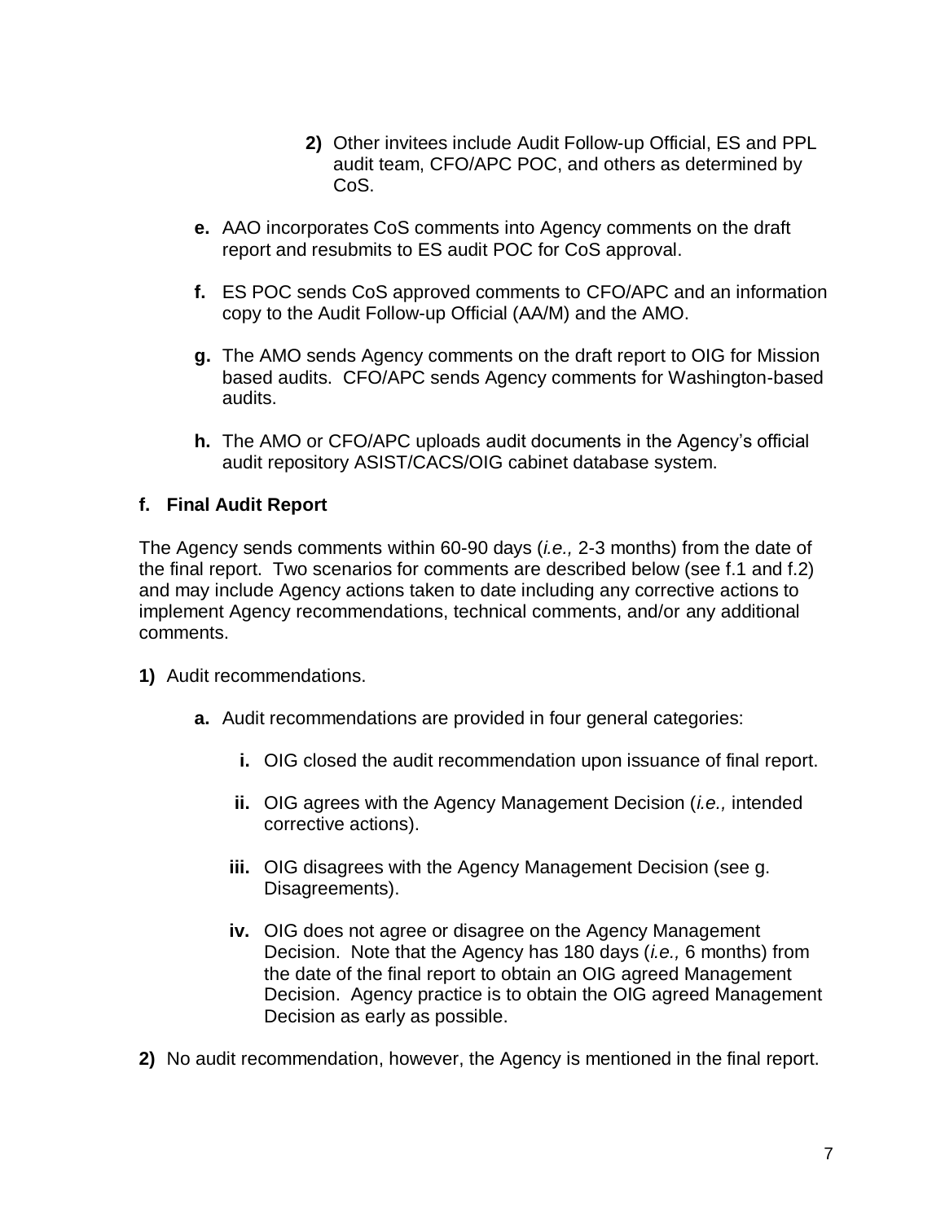2) Other invitees include Audit Follow-up Official, ES and PPL audit team, CFO/APC POC, and others as determined by CoS.

**e.** AAO incorporates CoS comments into Agency comments on the draft report and resubmits to ES audit POC for CoS approval.

**f.** ES POC sends CoS approved comments to CFO/APC and an information copy to the Audit Follow-up Official (AA/M) and the AMO.

**g.** The AMO sends Agency comments on the draft report to OIG for Mission based audits. CFO/APC sends Agency comments for Washington-based audits.

**h.** The AMO or CFO/APC uploads audit documents in the Agency's official audit repository ASIST/CACS/OIG cabinet database system.

### f. Final Audit Report

The Agency sends comments within 60-90 days (*i.e.,* 2-3 months) from the date of the final report. Two scenarios for comments are described below (see f.1 and f.2) and may include Agency actions taken to date including any corrective actions to implement Agency recommendations, technical comments, and/or any additional comments.

**1)** Audit recommendations.

- **a.** Audit recommendations are provided in four general categories:
  - **i.** OIG closed the audit recommendation upon issuance of final report.
  - **ii.** OIG agrees with the Agency Management Decision (*i.e.,* intended corrective actions).
  - **iii.** OIG disagrees with the Agency Management Decision (see g. Disagreements).
  - **iv.** OIG does not agree or disagree on the Agency Management Decision. Note that the Agency has 180 days (*i.e.,* 6 months) from the date of the final report to obtain an OIG agreed Management Decision. Agency practice is to obtain the OIG agreed Management Decision as early as possible.

**2)** No audit recommendation, however, the Agency is mentioned in the final report.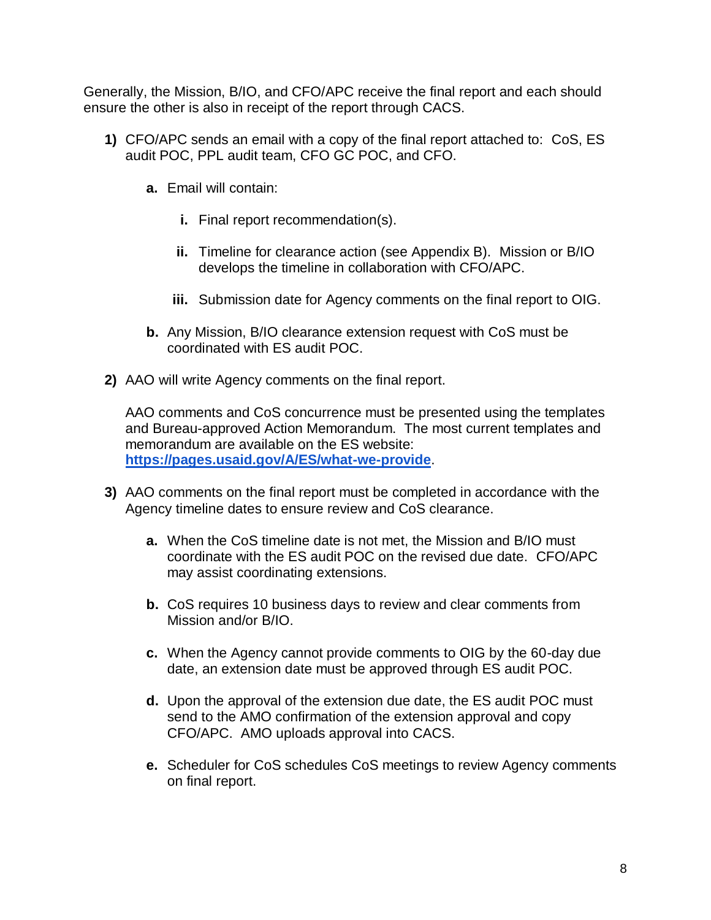Generally, the Mission, B/IO, and CFO/APC receive the final report and each should ensure the other is also in receipt of the report through CACS.

1) CFO/APC sends an email with a copy of the final report attached to: CoS, ES audit POC, PPL audit team, CFO GC POC, and CFO.

   a. Email will contain:

      i. Final report recommendation(s).

      ii. Timeline for clearance action (see Appendix B). Mission or B/IO develops the timeline in collaboration with CFO/APC.

      iii. Submission date for Agency comments on the final report to OIG.

   b. Any Mission, B/IO clearance extension request with CoS must be coordinated with ES audit POC.

2) AAO will write Agency comments on the final report.

   AAO comments and CoS concurrence must be presented using the templates and Bureau-approved Action Memorandum. The most current templates and memorandum are available on the ES website: **https://pages.usaid.gov/A/ES/what-we-provide**.

3) AAO comments on the final report must be completed in accordance with the Agency timeline dates to ensure review and CoS clearance.

   a. When the CoS timeline date is not met, the Mission and B/IO must coordinate with the ES audit POC on the revised due date. CFO/APC may assist coordinating extensions.

   b. CoS requires 10 business days to review and clear comments from Mission and/or B/IO.

   c. When the Agency cannot provide comments to OIG by the 60-day due date, an extension date must be approved through ES audit POC.

   d. Upon the approval of the extension due date, the ES audit POC must send to the AMO confirmation of the extension approval and copy CFO/APC. AMO uploads approval into CACS.

   e. Scheduler for CoS schedules CoS meetings to review Agency comments on final report.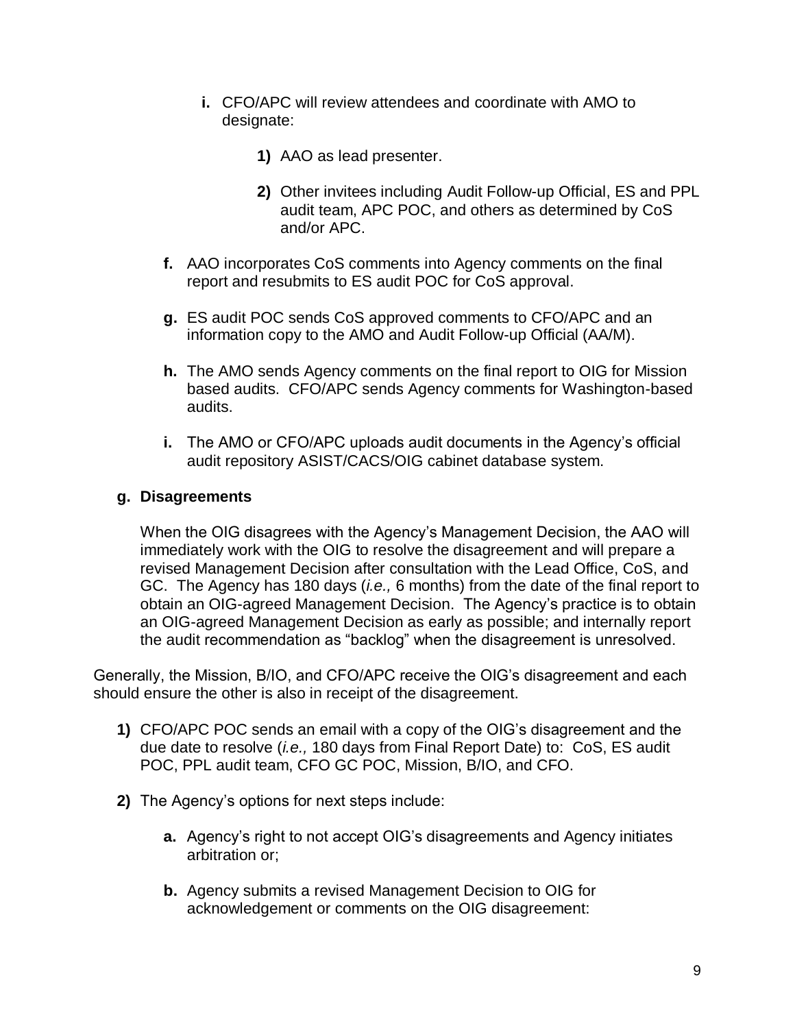i. CFO/APC will review attendees and coordinate with AMO to designate:

    1) AAO as lead presenter.

    2) Other invitees including Audit Follow-up Official, ES and PPL audit team, APC POC, and others as determined by CoS and/or APC.

f. AAO incorporates CoS comments into Agency comments on the final report and resubmits to ES audit POC for CoS approval.

g. ES audit POC sends CoS approved comments to CFO/APC and an information copy to the AMO and Audit Follow-up Official (AA/M).

h. The AMO sends Agency comments on the final report to OIG for Mission based audits. CFO/APC sends Agency comments for Washington-based audits.

i. The AMO or CFO/APC uploads audit documents in the Agency's official audit repository ASIST/CACS/OIG cabinet database system.

**g. Disagreements**

When the OIG disagrees with the Agency's Management Decision, the AAO will immediately work with the OIG to resolve the disagreement and will prepare a revised Management Decision after consultation with the Lead Office, CoS, and GC. The Agency has 180 days (*i.e.,* 6 months) from the date of the final report to obtain an OIG-agreed Management Decision. The Agency's practice is to obtain an OIG-agreed Management Decision as early as possible; and internally report the audit recommendation as "backlog" when the disagreement is unresolved.

Generally, the Mission, B/IO, and CFO/APC receive the OIG's disagreement and each should ensure the other is also in receipt of the disagreement.

1) CFO/APC POC sends an email with a copy of the OIG's disagreement and the due date to resolve (*i.e.,* 180 days from Final Report Date) to: CoS, ES audit POC, PPL audit team, CFO GC POC, Mission, B/IO, and CFO.

2) The Agency's options for next steps include:

    a. Agency's right to not accept OIG's disagreements and Agency initiates arbitration or;

    b. Agency submits a revised Management Decision to OIG for acknowledgement or comments on the OIG disagreement: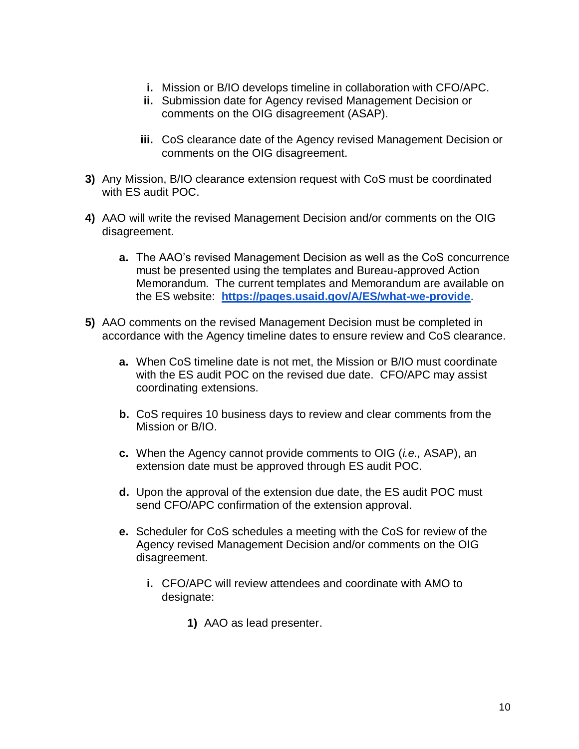i. Mission or B/IO develops timeline in collaboration with CFO/APC.
   ii. Submission date for Agency revised Management Decision or comments on the OIG disagreement (ASAP).
   iii. CoS clearance date of the Agency revised Management Decision or comments on the OIG disagreement.

3) Any Mission, B/IO clearance extension request with CoS must be coordinated with ES audit POC.

4) AAO will write the revised Management Decision and/or comments on the OIG disagreement.

   a. The AAO's revised Management Decision as well as the CoS concurrence must be presented using the templates and Bureau-approved Action Memorandum. The current templates and Memorandum are available on the ES website: **https://pages.usaid.gov/A/ES/what-we-provide**.

5) AAO comments on the revised Management Decision must be completed in accordance with the Agency timeline dates to ensure review and CoS clearance.

   a. When CoS timeline date is not met, the Mission or B/IO must coordinate with the ES audit POC on the revised due date. CFO/APC may assist coordinating extensions.

   b. CoS requires 10 business days to review and clear comments from the Mission or B/IO.

   c. When the Agency cannot provide comments to OIG (*i.e.,* ASAP), an extension date must be approved through ES audit POC.

   d. Upon the approval of the extension due date, the ES audit POC must send CFO/APC confirmation of the extension approval.

   e. Scheduler for CoS schedules a meeting with the CoS for review of the Agency revised Management Decision and/or comments on the OIG disagreement.

      i. CFO/APC will review attendees and coordinate with AMO to designate:

         1) AAO as lead presenter.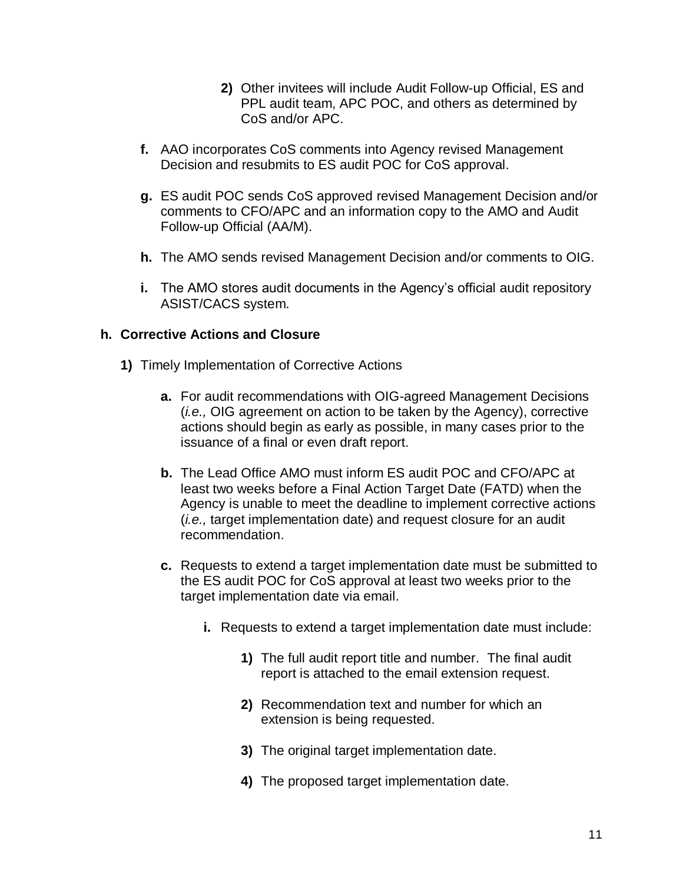2) Other invitees will include Audit Follow-up Official, ES and PPL audit team, APC POC, and others as determined by CoS and/or APC.

**f.** AAO incorporates CoS comments into Agency revised Management Decision and resubmits to ES audit POC for CoS approval.

**g.** ES audit POC sends CoS approved revised Management Decision and/or comments to CFO/APC and an information copy to the AMO and Audit Follow-up Official (AA/M).

**h.** The AMO sends revised Management Decision and/or comments to OIG.

**i.** The AMO stores audit documents in the Agency's official audit repository ASIST/CACS system.

**h. Corrective Actions and Closure**

**1)** Timely Implementation of Corrective Actions

**a.** For audit recommendations with OIG-agreed Management Decisions (*i.e.,* OIG agreement on action to be taken by the Agency), corrective actions should begin as early as possible, in many cases prior to the issuance of a final or even draft report.

**b.** The Lead Office AMO must inform ES audit POC and CFO/APC at least two weeks before a Final Action Target Date (FATD) when the Agency is unable to meet the deadline to implement corrective actions (*i.e.,* target implementation date) and request closure for an audit recommendation.

**c.** Requests to extend a target implementation date must be submitted to the ES audit POC for CoS approval at least two weeks prior to the target implementation date via email.

**i.** Requests to extend a target implementation date must include:

**1)** The full audit report title and number. The final audit report is attached to the email extension request.

**2)** Recommendation text and number for which an extension is being requested.

**3)** The original target implementation date.

**4)** The proposed target implementation date.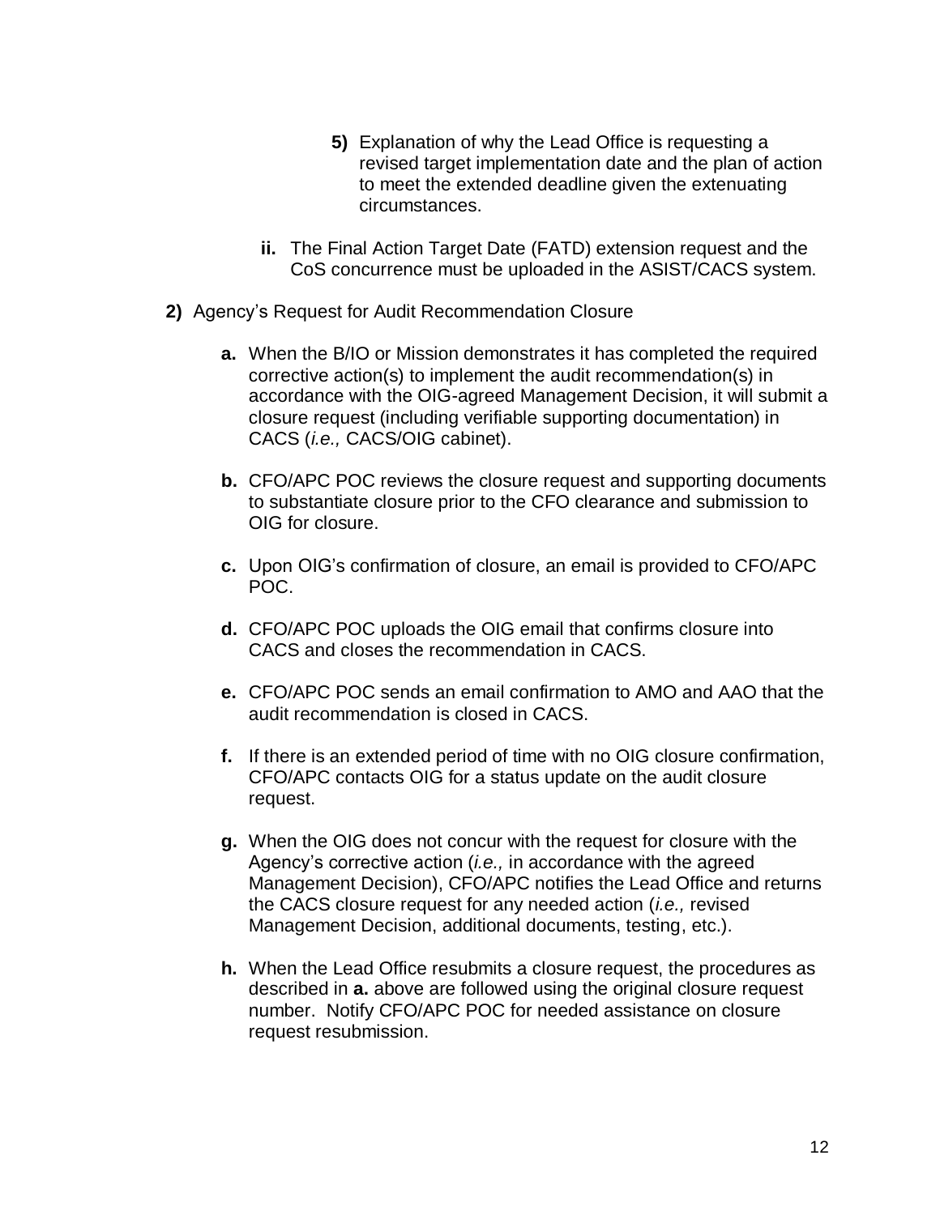5) Explanation of why the Lead Office is requesting a revised target implementation date and the plan of action to meet the extended deadline given the extenuating circumstances.

ii. The Final Action Target Date (FATD) extension request and the CoS concurrence must be uploaded in the ASIST/CACS system.

**2)** Agency's Request for Audit Recommendation Closure

**a.** When the B/IO or Mission demonstrates it has completed the required corrective action(s) to implement the audit recommendation(s) in accordance with the OIG-agreed Management Decision, it will submit a closure request (including verifiable supporting documentation) in CACS (*i.e.,* CACS/OIG cabinet).

**b.** CFO/APC POC reviews the closure request and supporting documents to substantiate closure prior to the CFO clearance and submission to OIG for closure.

**c.** Upon OIG's confirmation of closure, an email is provided to CFO/APC POC.

**d.** CFO/APC POC uploads the OIG email that confirms closure into CACS and closes the recommendation in CACS.

**e.** CFO/APC POC sends an email confirmation to AMO and AAO that the audit recommendation is closed in CACS.

**f.** If there is an extended period of time with no OIG closure confirmation, CFO/APC contacts OIG for a status update on the audit closure request.

**g.** When the OIG does not concur with the request for closure with the Agency's corrective action (*i.e.,* in accordance with the agreed Management Decision), CFO/APC notifies the Lead Office and returns the CACS closure request for any needed action (*i.e.,* revised Management Decision, additional documents, testing, etc.).

**h.** When the Lead Office resubmits a closure request, the procedures as described in **a.** above are followed using the original closure request number. Notify CFO/APC POC for needed assistance on closure request resubmission.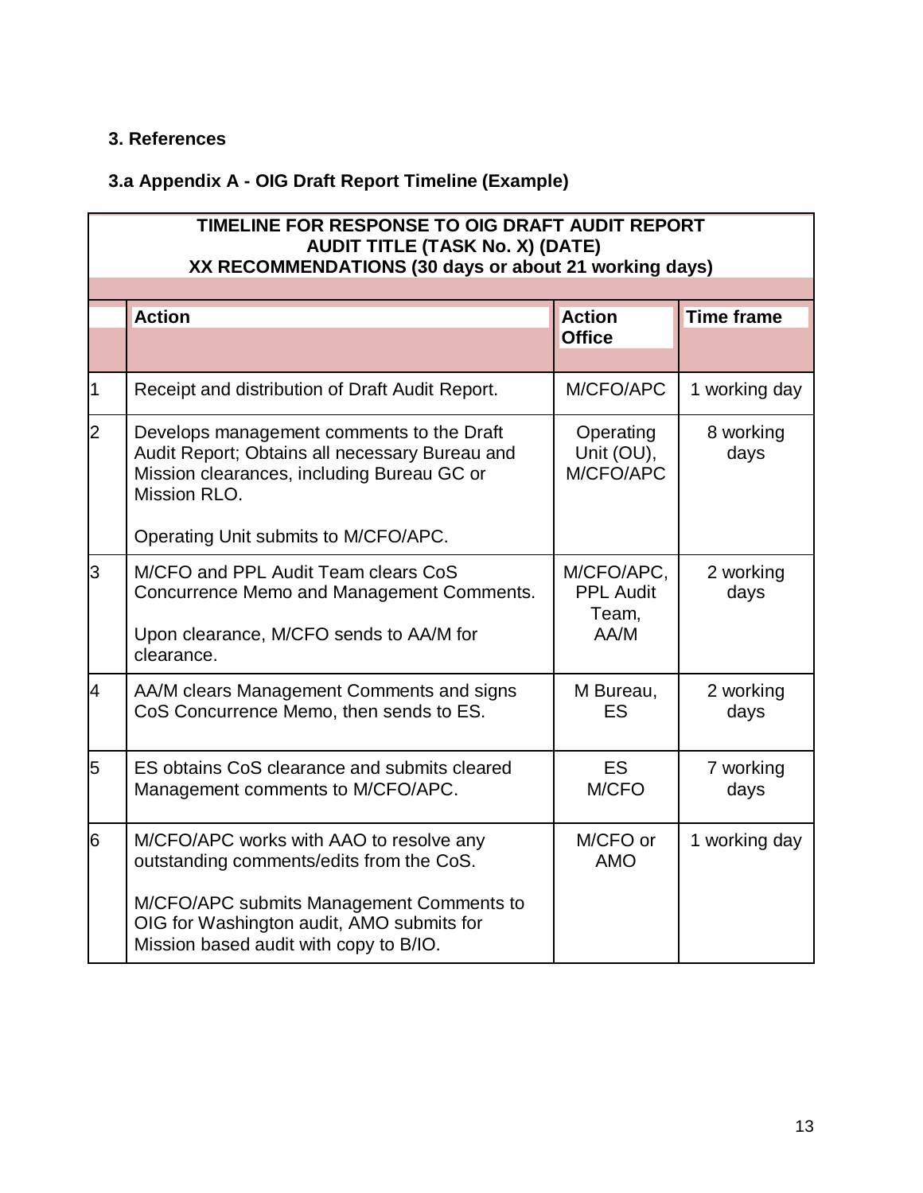### 3. References

### 3.a Appendix A - OIG Draft Report Timeline (Example)

| TIMELINE FOR RESPONSE TO OIG DRAFT AUDIT REPORT<br>AUDIT TITLE (TASK No. X) (DATE)<br>XX RECOMMENDATIONS (30 days or about 21 working days) | | | |
|---|---|---|---|
| | **Action** | **Action Office** | **Time frame** |
| 1 | Receipt and distribution of Draft Audit Report. | M/CFO/APC | 1 working day |
| 2 | Develops management comments to the Draft Audit Report; Obtains all necessary Bureau and Mission clearances, including Bureau GC or Mission RLO.<br><br>Operating Unit submits to M/CFO/APC. | Operating Unit (OU), M/CFO/APC | 8 working days |
| 3 | M/CFO and PPL Audit Team clears CoS Concurrence Memo and Management Comments.<br><br>Upon clearance, M/CFO sends to AA/M for clearance. | M/CFO/APC, PPL Audit Team, AA/M | 2 working days |
| 4 | AA/M clears Management Comments and signs CoS Concurrence Memo, then sends to ES. | M Bureau, ES | 2 working days |
| 5 | ES obtains CoS clearance and submits cleared Management comments to M/CFO/APC. | ES M/CFO | 7 working days |
| 6 | M/CFO/APC works with AAO to resolve any outstanding comments/edits from the CoS.<br><br>M/CFO/APC submits Management Comments to OIG for Washington audit, AMO submits for Mission based audit with copy to B/IO. | M/CFO or AMO | 1 working day |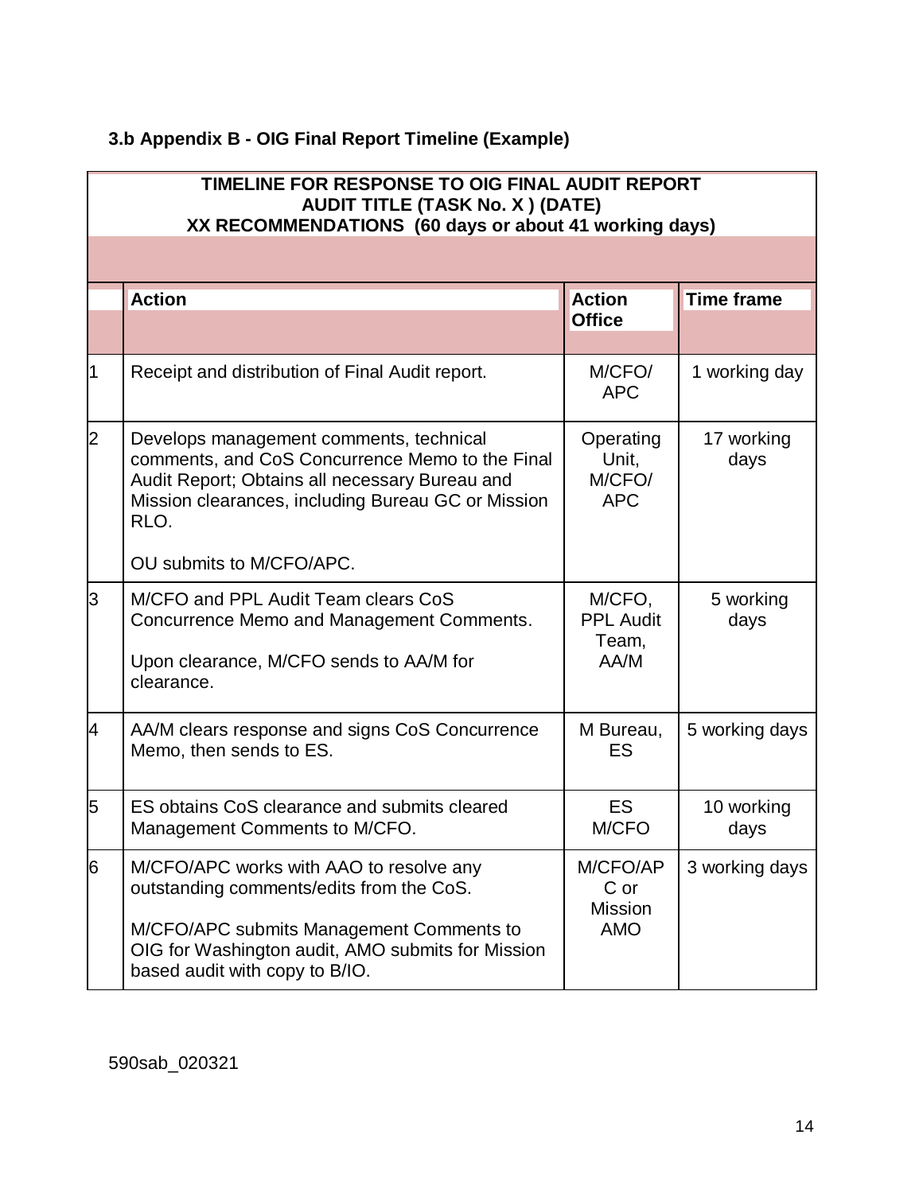### 3.b Appendix B - OIG Final Report Timeline (Example)

**TIMELINE FOR RESPONSE TO OIG FINAL AUDIT REPORT**
**AUDIT TITLE (TASK No. X ) (DATE)**
**XX RECOMMENDATIONS (60 days or about 41 working days)**

| | Action | Action Office | Time frame |
|---|---|---|---|
| 1 | Receipt and distribution of Final Audit report. | M/CFO/ APC | 1 working day |
| 2 | Develops management comments, technical comments, and CoS Concurrence Memo to the Final Audit Report; Obtains all necessary Bureau and Mission clearances, including Bureau GC or Mission RLO.<br><br>OU submits to M/CFO/APC. | Operating Unit, M/CFO/ APC | 17 working days |
| 3 | M/CFO and PPL Audit Team clears CoS Concurrence Memo and Management Comments.<br><br>Upon clearance, M/CFO sends to AA/M for clearance. | M/CFO, PPL Audit Team, AA/M | 5 working days |
| 4 | AA/M clears response and signs CoS Concurrence Memo, then sends to ES. | M Bureau, ES | 5 working days |
| 5 | ES obtains CoS clearance and submits cleared Management Comments to M/CFO. | ES M/CFO | 10 working days |
| 6 | M/CFO/APC works with AAO to resolve any outstanding comments/edits from the CoS.<br><br>M/CFO/APC submits Management Comments to OIG for Washington audit, AMO submits for Mission based audit with copy to B/IO. | M/CFO/APC or Mission AMO | 3 working days |

590sab_020321